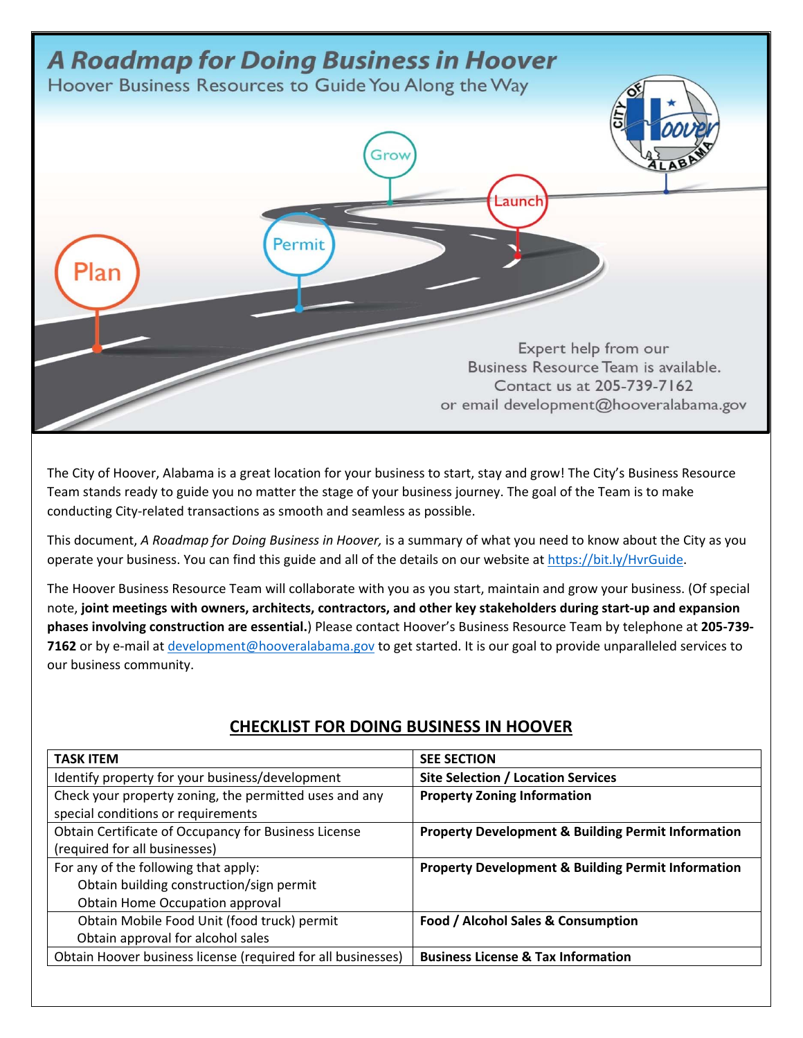# A Roadmap for Doing Business in Hoover

Hoover Business Resources to Guide You Along the Way

Plan — Permit — Grow — Launch

Expert help from our Business Resource Team is available. Contact us at 205-739-7162 or email development@hooveralabama.gov

The City of Hoover, Alabama is a great location for your business to start, stay and grow! The City's Business Resource Team stands ready to guide you no matter the stage of your business journey. The goal of the Team is to make conducting City-related transactions as smooth and seamless as possible.

This document, *A Roadmap for Doing Business in Hoover,* is a summary of what you need to know about the City as you operate your business. You can find this guide and all of the details on our website at https://bit.ly/HvrGuide.

The Hoover Business Resource Team will collaborate with you as you start, maintain and grow your business. (Of special note, **joint meetings with owners, architects, contractors, and other key stakeholders during start-up and expansion phases involving construction are essential.**) Please contact Hoover's Business Resource Team by telephone at **205-739-7162** or by e-mail at development@hooveralabama.gov to get started. It is our goal to provide unparalleled services to our business community.

## CHECKLIST FOR DOING BUSINESS IN HOOVER

| TASK ITEM | SEE SECTION |
| --- | --- |
| Identify property for your business/development | **Site Selection / Location Services** |
| Check your property zoning, the permitted uses and any special conditions or requirements | **Property Zoning Information** |
| Obtain Certificate of Occupancy for Business License (required for all businesses) | **Property Development & Building Permit Information** |
| For any of the following that apply:<br>Obtain building construction/sign permit<br>Obtain Home Occupation approval | **Property Development & Building Permit Information** |
| Obtain Mobile Food Unit (food truck) permit<br>Obtain approval for alcohol sales | **Food / Alcohol Sales & Consumption** |
| Obtain Hoover business license (required for all businesses) | **Business License & Tax Information** |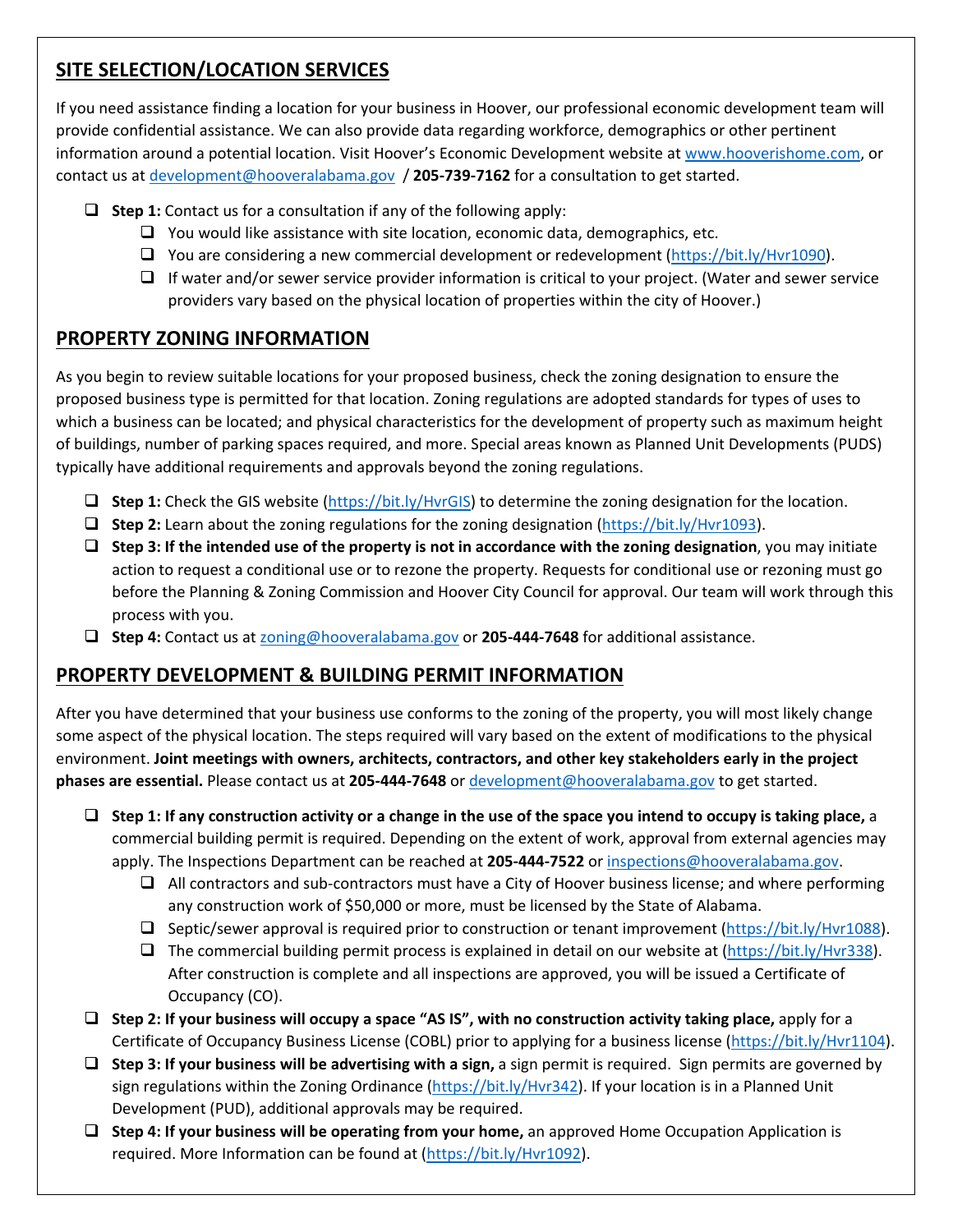## SITE SELECTION/LOCATION SERVICES

If you need assistance finding a location for your business in Hoover, our professional economic development team will provide confidential assistance. We can also provide data regarding workforce, demographics or other pertinent information around a potential location. Visit Hoover's Economic Development website at www.hooverishome.com, or contact us at development@hooveralabama.gov / **205-739-7162** for a consultation to get started.

- ❑ **Step 1:** Contact us for a consultation if any of the following apply:
  - ❑ You would like assistance with site location, economic data, demographics, etc.
  - ❑ You are considering a new commercial development or redevelopment (https://bit.ly/Hvr1090).
  - ❑ If water and/or sewer service provider information is critical to your project. (Water and sewer service providers vary based on the physical location of properties within the city of Hoover.)

## PROPERTY ZONING INFORMATION

As you begin to review suitable locations for your proposed business, check the zoning designation to ensure the proposed business type is permitted for that location. Zoning regulations are adopted standards for types of uses to which a business can be located; and physical characteristics for the development of property such as maximum height of buildings, number of parking spaces required, and more. Special areas known as Planned Unit Developments (PUDS) typically have additional requirements and approvals beyond the zoning regulations.

- ❑ **Step 1:** Check the GIS website (https://bit.ly/HvrGIS) to determine the zoning designation for the location.
- ❑ **Step 2:** Learn about the zoning regulations for the zoning designation (https://bit.ly/Hvr1093).
- ❑ **Step 3: If the intended use of the property is not in accordance with the zoning designation**, you may initiate action to request a conditional use or to rezone the property. Requests for conditional use or rezoning must go before the Planning & Zoning Commission and Hoover City Council for approval. Our team will work through this process with you.
- ❑ **Step 4:** Contact us at zoning@hooveralabama.gov or **205-444-7648** for additional assistance.

## PROPERTY DEVELOPMENT & BUILDING PERMIT INFORMATION

After you have determined that your business use conforms to the zoning of the property, you will most likely change some aspect of the physical location. The steps required will vary based on the extent of modifications to the physical environment. **Joint meetings with owners, architects, contractors, and other key stakeholders early in the project phases are essential.** Please contact us at **205-444-7648** or development@hooveralabama.gov to get started.

- ❑ **Step 1: If any construction activity or a change in the use of the space you intend to occupy is taking place,** a commercial building permit is required. Depending on the extent of work, approval from external agencies may apply. The Inspections Department can be reached at **205-444-7522** or inspections@hooveralabama.gov.
  - ❑ All contractors and sub-contractors must have a City of Hoover business license; and where performing any construction work of $50,000 or more, must be licensed by the State of Alabama.
  - ❑ Septic/sewer approval is required prior to construction or tenant improvement (https://bit.ly/Hvr1088).
  - ❑ The commercial building permit process is explained in detail on our website at (https://bit.ly/Hvr338). After construction is complete and all inspections are approved, you will be issued a Certificate of Occupancy (CO).
- ❑ **Step 2: If your business will occupy a space "AS IS", with no construction activity taking place,** apply for a Certificate of Occupancy Business License (COBL) prior to applying for a business license (https://bit.ly/Hvr1104).
- ❑ **Step 3: If your business will be advertising with a sign,** a sign permit is required. Sign permits are governed by sign regulations within the Zoning Ordinance (https://bit.ly/Hvr342). If your location is in a Planned Unit Development (PUD), additional approvals may be required.
- ❑ **Step 4: If your business will be operating from your home,** an approved Home Occupation Application is required. More Information can be found at (https://bit.ly/Hvr1092).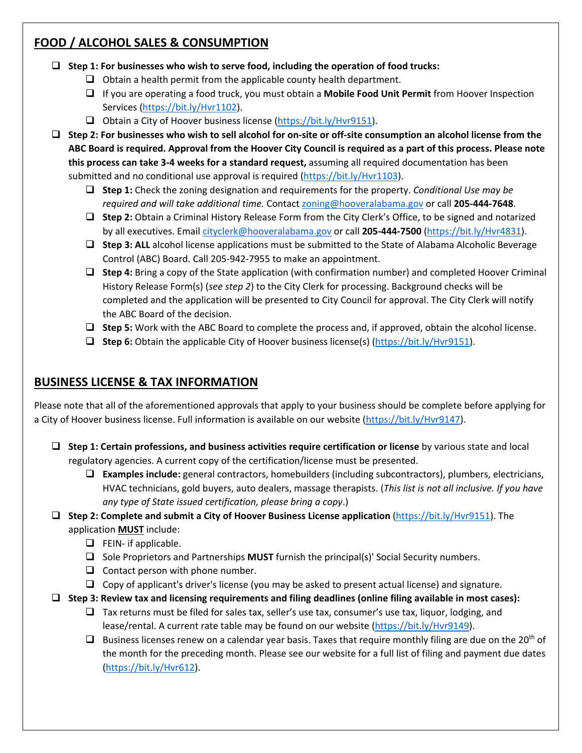## FOOD / ALCOHOL SALES & CONSUMPTION

- ❑ **Step 1: For businesses who wish to serve food, including the operation of food trucks:**
  - ❑ Obtain a health permit from the applicable county health department.
  - ❑ If you are operating a food truck, you must obtain a **Mobile Food Unit Permit** from Hoover Inspection Services (https://bit.ly/Hvr1102).
  - ❑ Obtain a City of Hoover business license (https://bit.ly/Hvr9151).
- ❑ **Step 2: For businesses who wish to sell alcohol for on-site or off-site consumption an alcohol license from the ABC Board is required. Approval from the Hoover City Council is required as a part of this process. Please note this process can take 3-4 weeks for a standard request,** assuming all required documentation has been submitted and no conditional use approval is required (https://bit.ly/Hvr1103).
  - ❑ **Step 1:** Check the zoning designation and requirements for the property. *Conditional Use may be required and will take additional time.* Contact zoning@hooveralabama.gov or call **205-444-7648**.
  - ❑ **Step 2:** Obtain a Criminal History Release Form from the City Clerk's Office, to be signed and notarized by all executives. Email cityclerk@hooveralabama.gov or call **205-444-7500** (https://bit.ly/Hvr4831).
  - ❑ **Step 3: ALL** alcohol license applications must be submitted to the State of Alabama Alcoholic Beverage Control (ABC) Board. Call 205-942-7955 to make an appointment.
  - ❑ **Step 4:** Bring a copy of the State application (with confirmation number) and completed Hoover Criminal History Release Form(s) (*see step 2*) to the City Clerk for processing. Background checks will be completed and the application will be presented to City Council for approval. The City Clerk will notify the ABC Board of the decision.
  - ❑ **Step 5:** Work with the ABC Board to complete the process and, if approved, obtain the alcohol license.
  - ❑ **Step 6:** Obtain the applicable City of Hoover business license(s) (https://bit.ly/Hvr9151).

## BUSINESS LICENSE & TAX INFORMATION

Please note that all of the aforementioned approvals that apply to your business should be complete before applying for a City of Hoover business license. Full information is available on our website (https://bit.ly/Hvr9147).

- ❑ **Step 1: Certain professions, and business activities require certification or license** by various state and local regulatory agencies. A current copy of the certification/license must be presented.
  - ❑ **Examples include:** general contractors, homebuilders (including subcontractors), plumbers, electricians, HVAC technicians, gold buyers, auto dealers, massage therapists. (*This list is not all inclusive. If you have any type of State issued certification, please bring a copy*.)
- ❑ **Step 2: Complete and submit a City of Hoover Business License application** (https://bit.ly/Hvr9151). The application **MUST** include:
  - ❑ FEIN- if applicable.
  - ❑ Sole Proprietors and Partnerships **MUST** furnish the principal(s)' Social Security numbers.
  - ❑ Contact person with phone number.
  - ❑ Copy of applicant's driver's license (you may be asked to present actual license) and signature.
- ❑ **Step 3: Review tax and licensing requirements and filing deadlines (online filing available in most cases):**
  - ❑ Tax returns must be filed for sales tax, seller's use tax, consumer's use tax, liquor, lodging, and lease/rental. A current rate table may be found on our website (https://bit.ly/Hvr9149).
  - ❑ Business licenses renew on a calendar year basis. Taxes that require monthly filing are due on the 20th of the month for the preceding month. Please see our website for a full list of filing and payment due dates (https://bit.ly/Hvr612).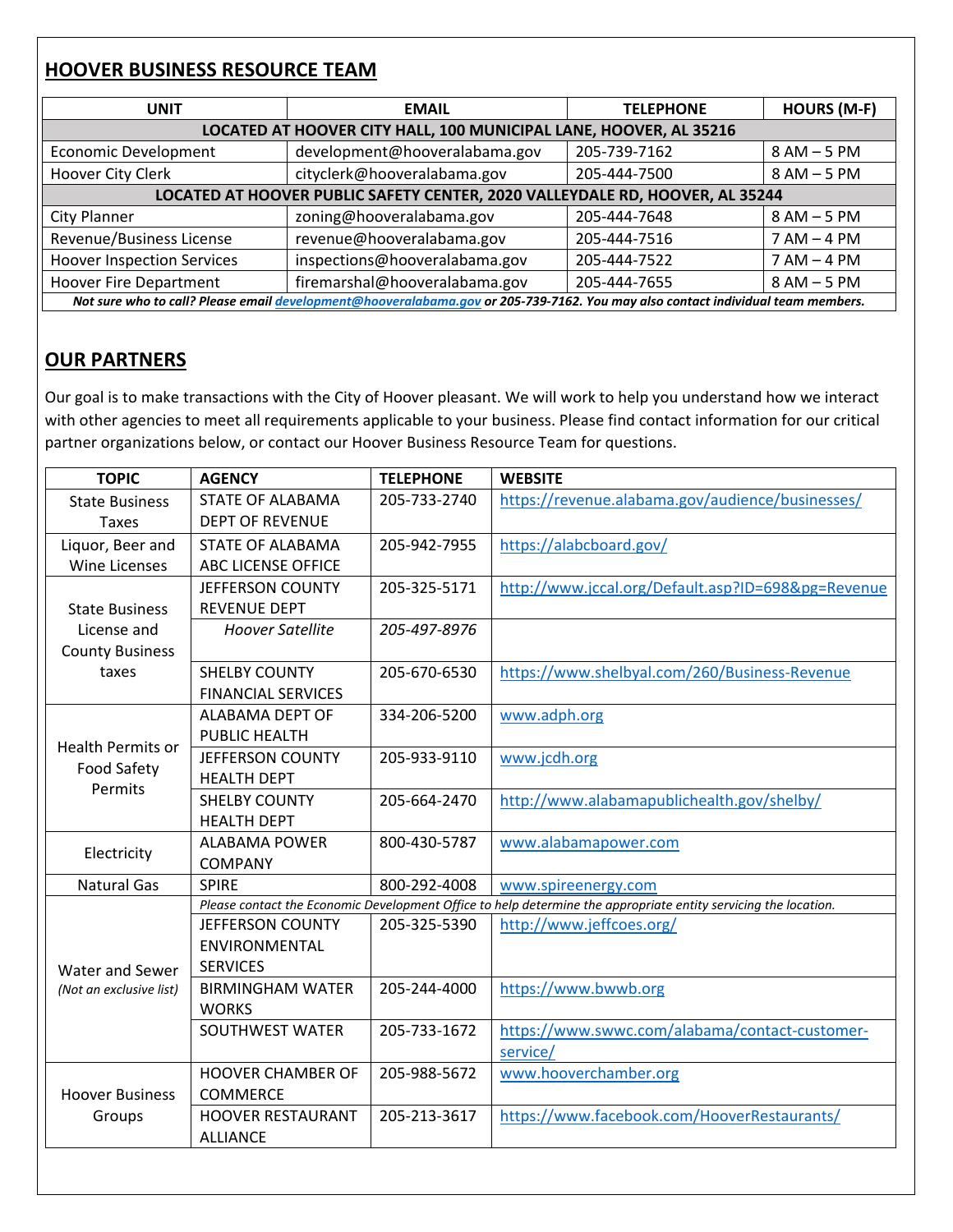## HOOVER BUSINESS RESOURCE TEAM

| UNIT | EMAIL | TELEPHONE | HOURS (M-F) |
|---|---|---|---|
| **LOCATED AT HOOVER CITY HALL, 100 MUNICIPAL LANE, HOOVER, AL 35216** | | | |
| Economic Development | development@hooveralabama.gov | 205-739-7162 | 8 AM – 5 PM |
| Hoover City Clerk | cityclerk@hooveralabama.gov | 205-444-7500 | 8 AM – 5 PM |
| **LOCATED AT HOOVER PUBLIC SAFETY CENTER, 2020 VALLEYDALE RD, HOOVER, AL 35244** | | | |
| City Planner | zoning@hooveralabama.gov | 205-444-7648 | 8 AM – 5 PM |
| Revenue/Business License | revenue@hooveralabama.gov | 205-444-7516 | 7 AM – 4 PM |
| Hoover Inspection Services | inspections@hooveralabama.gov | 205-444-7522 | 7 AM – 4 PM |
| Hoover Fire Department | firemarshal@hooveralabama.gov | 205-444-7655 | 8 AM – 5 PM |
| *Not sure who to call? Please email development@hooveralabama.gov or 205-739-7162. You may also contact individual team members.* | | | |

## OUR PARTNERS

Our goal is to make transactions with the City of Hoover pleasant. We will work to help you understand how we interact with other agencies to meet all requirements applicable to your business. Please find contact information for our critical partner organizations below, or contact our Hoover Business Resource Team for questions.

| TOPIC | AGENCY | TELEPHONE | WEBSITE |
|---|---|---|---|
| State Business Taxes | STATE OF ALABAMA DEPT OF REVENUE | 205-733-2740 | https://revenue.alabama.gov/audience/businesses/ |
| Liquor, Beer and Wine Licenses | STATE OF ALABAMA ABC LICENSE OFFICE | 205-942-7955 | https://alabcboard.gov/ |
| State Business License and County Business taxes | JEFFERSON COUNTY REVENUE DEPT | 205-325-5171 | http://www.jccal.org/Default.asp?ID=698&pg=Revenue |
| | *Hoover Satellite* | *205-497-8976* | |
| | SHELBY COUNTY FINANCIAL SERVICES | 205-670-6530 | https://www.shelbyal.com/260/Business-Revenue |
| Health Permits or Food Safety Permits | ALABAMA DEPT OF PUBLIC HEALTH | 334-206-5200 | www.adph.org |
| | JEFFERSON COUNTY HEALTH DEPT | 205-933-9110 | www.jcdh.org |
| | SHELBY COUNTY HEALTH DEPT | 205-664-2470 | http://www.alabamapublichealth.gov/shelby/ |
| Electricity | ALABAMA POWER COMPANY | 800-430-5787 | www.alabamapower.com |
| Natural Gas | SPIRE | 800-292-4008 | www.spireenergy.com |
| Water and Sewer *(Not an exclusive list)* | *Please contact the Economic Development Office to help determine the appropriate entity servicing the location.* | | |
| | JEFFERSON COUNTY ENVIRONMENTAL SERVICES | 205-325-5390 | http://www.jeffcoes.org/ |
| | BIRMINGHAM WATER WORKS | 205-244-4000 | https://www.bwwb.org |
| | SOUTHWEST WATER | 205-733-1672 | https://www.swwc.com/alabama/contact-customer-service/ |
| Hoover Business Groups | HOOVER CHAMBER OF COMMERCE | 205-988-5672 | www.hooverchamber.org |
| | HOOVER RESTAURANT ALLIANCE | 205-213-3617 | https://www.facebook.com/HooverRestaurants/ |